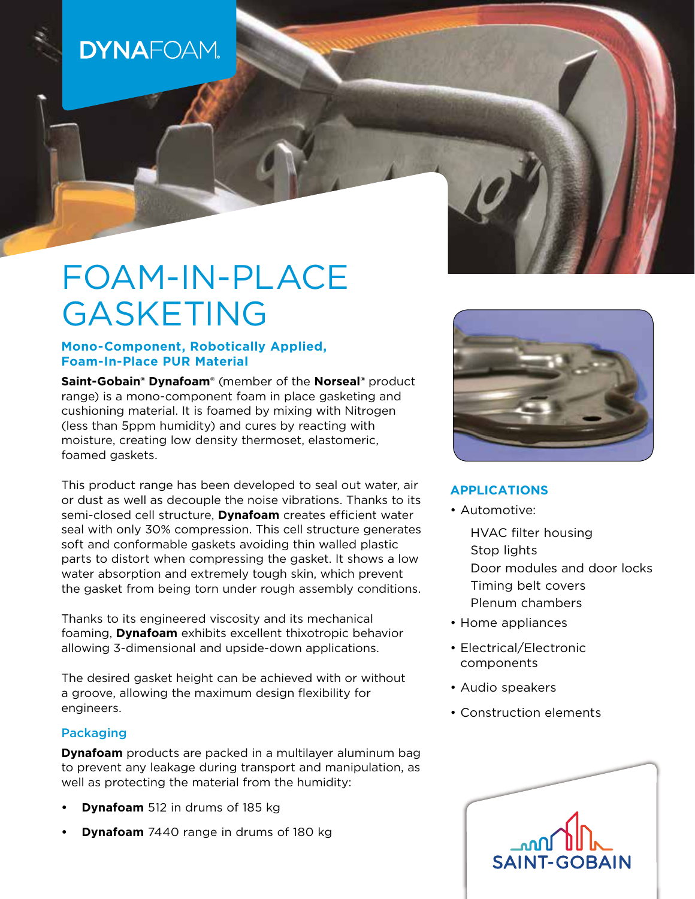DYNAFOAM®

# FOAM-IN-PLACE GASKETING

### Mono-Component, Robotically Applied, Foam-In-Place PUR Material

**Saint-Gobain® Dynafoam®** (member of the **Norseal®** product range) is a mono-component foam in place gasketing and cushioning material. It is foamed by mixing with Nitrogen (less than 5ppm humidity) and cures by reacting with moisture, creating low density thermoset, elastomeric, foamed gaskets.

This product range has been developed to seal out water, air or dust as well as decouple the noise vibrations. Thanks to its semi-closed cell structure, **Dynafoam** creates efficient water seal with only 30% compression. This cell structure generates soft and conformable gaskets avoiding thin walled plastic parts to distort when compressing the gasket. It shows a low water absorption and extremely tough skin, which prevent the gasket from being torn under rough assembly conditions.

Thanks to its engineered viscosity and its mechanical foaming, **Dynafoam** exhibits excellent thixotropic behavior allowing 3-dimensional and upside-down applications.

The desired gasket height can be achieved with or without a groove, allowing the maximum design flexibility for engineers.

### Packaging

**Dynafoam** products are packed in a multilayer aluminum bag to prevent any leakage during transport and manipulation, as well as protecting the material from the humidity:

- **Dynafoam** 512 in drums of 185 kg
- **Dynafoam** 7440 range in drums of 180 kg

## APPLICATIONS

- Automotive:
  - HVAC filter housing
  - Stop lights
  - Door modules and door locks
  - Timing belt covers
  - Plenum chambers
- Home appliances
- Electrical/Electronic components
- Audio speakers
- Construction elements

SAINT-GOBAIN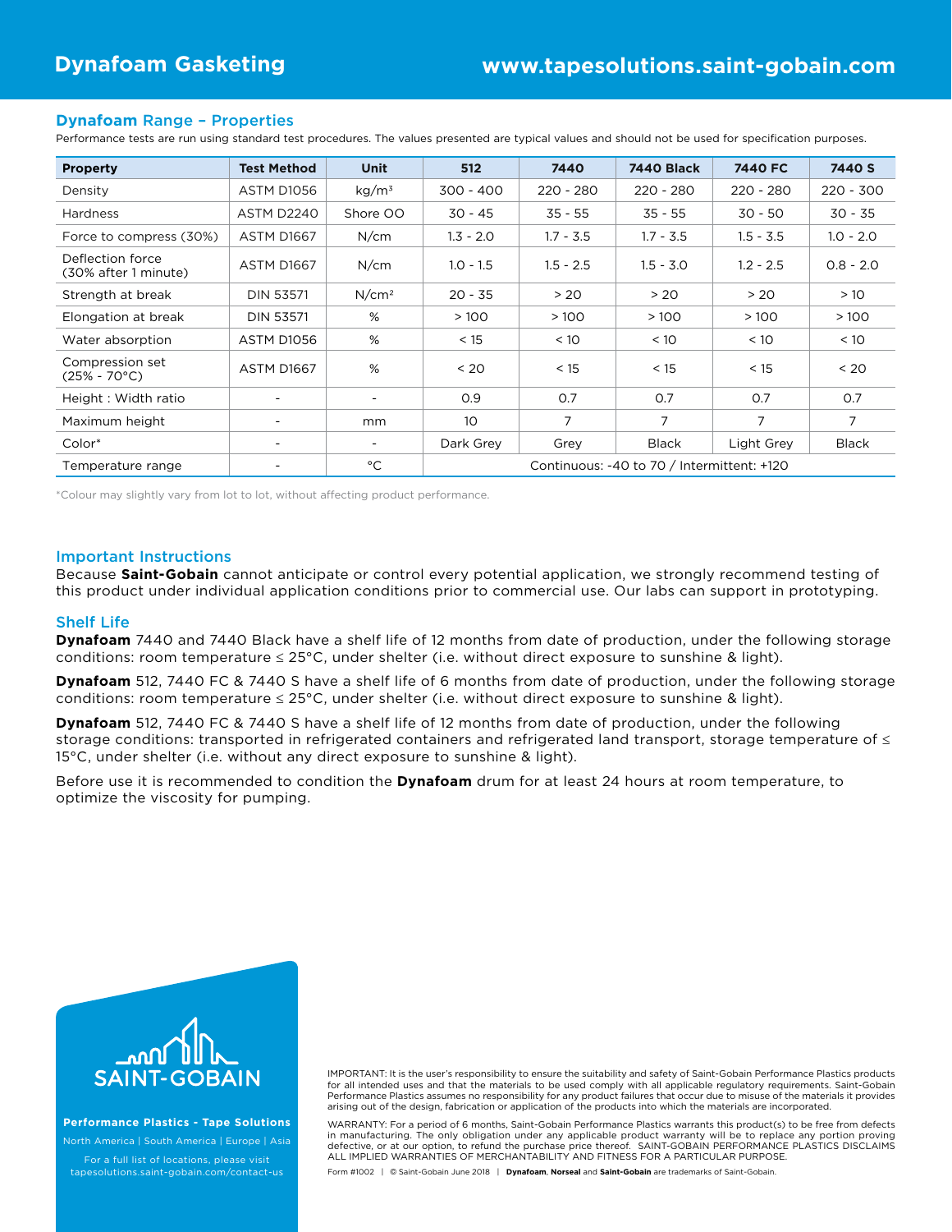## Dynafoam Range – Properties

Performance tests are run using standard test procedures. The values presented are typical values and should not be used for specification purposes.

| Property | Test Method | Unit | 512 | 7440 | 7440 Black | 7440 FC | 7440 S |
|---|---|---|---|---|---|---|---|
| Density | ASTM D1056 | kg/m³ | 300 - 400 | 220 - 280 | 220 - 280 | 220 - 280 | 220 - 300 |
| Hardness | ASTM D2240 | Shore OO | 30 - 45 | 35 - 55 | 35 - 55 | 30 - 50 | 30 - 35 |
| Force to compress (30%) | ASTM D1667 | N/cm | 1.3 - 2.0 | 1.7 - 3.5 | 1.7 - 3.5 | 1.5 - 3.5 | 1.0 - 2.0 |
| Deflection force (30% after 1 minute) | ASTM D1667 | N/cm | 1.0 - 1.5 | 1.5 - 2.5 | 1.5 - 3.0 | 1.2 - 2.5 | 0.8 - 2.0 |
| Strength at break | DIN 53571 | N/cm² | 20 - 35 | > 20 | > 20 | > 20 | > 10 |
| Elongation at break | DIN 53571 | % | > 100 | > 100 | > 100 | > 100 | > 100 |
| Water absorption | ASTM D1056 | % | < 15 | < 10 | < 10 | < 10 | < 10 |
| Compression set (25% - 70°C) | ASTM D1667 | % | < 20 | < 15 | < 15 | < 15 | < 20 |
| Height : Width ratio | - | - | 0.9 | 0.7 | 0.7 | 0.7 | 0.7 |
| Maximum height | - | mm | 10 | 7 | 7 | 7 | 7 |
| Color* | - | - | Dark Grey | Grey | Black | Light Grey | Black |
| Temperature range | - | °C | Continuous: -40 to 70 / Intermittent: +120 | | | | |

*Colour may slightly vary from lot to lot, without affecting product performance.

## Important Instructions

Because **Saint-Gobain** cannot anticipate or control every potential application, we strongly recommend testing of this product under individual application conditions prior to commercial use. Our labs can support in prototyping.

## Shelf Life

**Dynafoam** 7440 and 7440 Black have a shelf life of 12 months from date of production, under the following storage conditions: room temperature ≤ 25°C, under shelter (i.e. without direct exposure to sunshine & light).

**Dynafoam** 512, 7440 FC & 7440 S have a shelf life of 6 months from date of production, under the following storage conditions: room temperature ≤ 25°C, under shelter (i.e. without direct exposure to sunshine & light).

**Dynafoam** 512, 7440 FC & 7440 S have a shelf life of 12 months from date of production, under the following storage conditions: transported in refrigerated containers and refrigerated land transport, storage temperature of ≤ 15°C, under shelter (i.e. without any direct exposure to sunshine & light).

Before use it is recommended to condition the **Dynafoam** drum for at least 24 hours at room temperature, to optimize the viscosity for pumping.

SAINT-GOBAIN

**Performance Plastics - Tape Solutions**

North America | South America | Europe | Asia

For a full list of locations, please visit tapesolutions.saint-gobain.com/contact-us

IMPORTANT: It is the user's responsibility to ensure the suitability and safety of Saint-Gobain Performance Plastics products for all intended uses and that the materials to be used comply with all applicable regulatory requirements. Saint-Gobain Performance Plastics assumes no responsibility for any product failures that occur due to misuse of the materials it provides arising out of the design, fabrication or application of the products into which the materials are incorporated.

WARRANTY: For a period of 6 months, Saint-Gobain Performance Plastics warrants this product(s) to be free from defects in manufacturing. The only obligation under any applicable product warranty will be to replace any portion proving defective, or at our option, to refund the purchase price thereof. SAINT-GOBAIN PERFORMANCE PLASTICS DISCLAIMS ALL IMPLIED WARRANTIES OF MERCHANTABILITY AND FITNESS FOR A PARTICULAR PURPOSE.

Form #1002 | © Saint-Gobain June 2018 | **Dynafoam**, **Norseal** and **Saint-Gobain** are trademarks of Saint-Gobain.